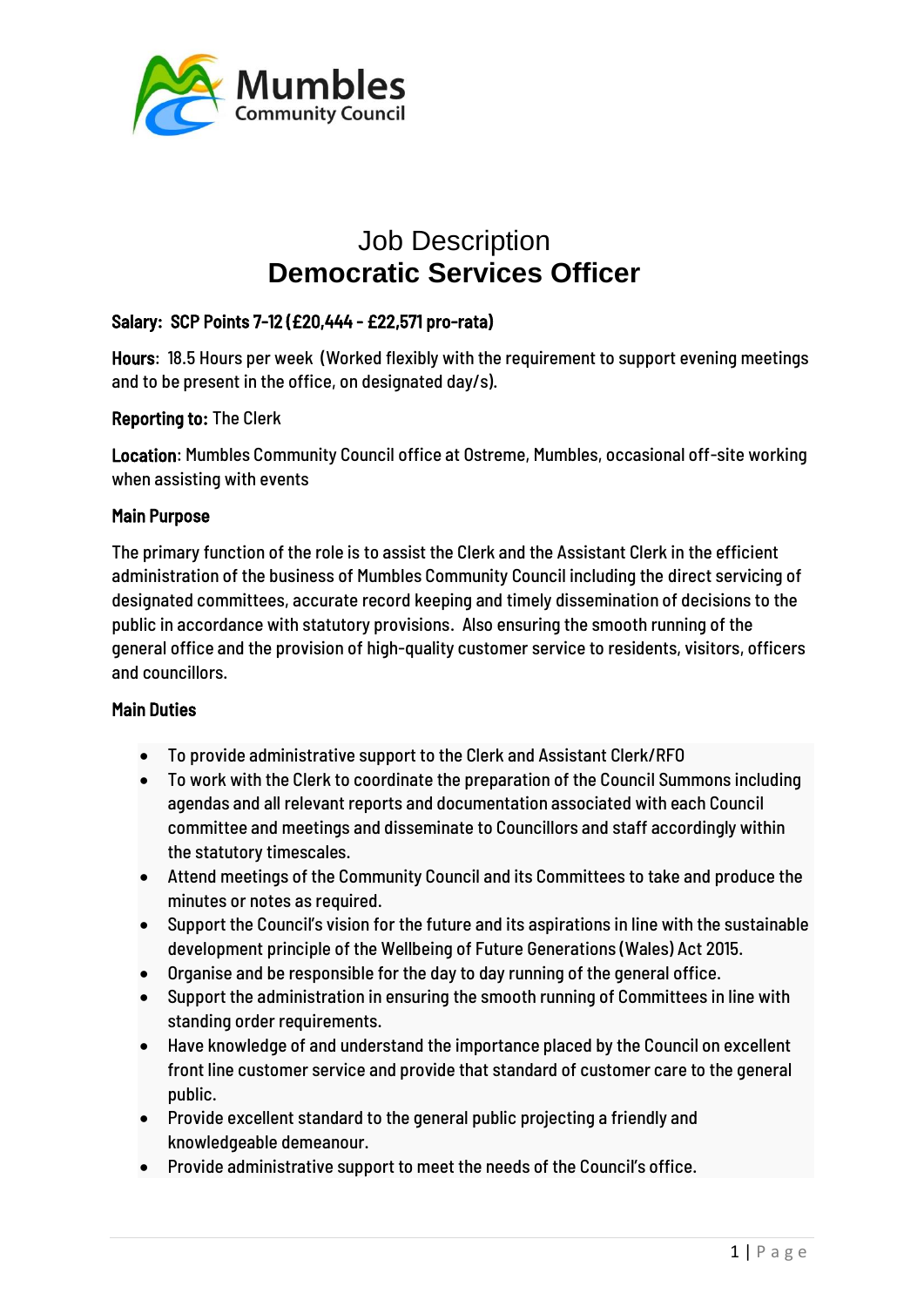# Job Description

## Democratic Services Officer

**Salary: SCP Points 7-12 (£20,444 - £22,571 pro-rata)**

**Hours**: 18.5 Hours per week (Worked flexibly with the requirement to support evening meetings and to be present in the office, on designated day/s).

**Reporting to:** The Clerk

**Location**: Mumbles Community Council office at Ostreme, Mumbles, occasional off-site working when assisting with events

**Main Purpose**

The primary function of the role is to assist the Clerk and the Assistant Clerk in the efficient administration of the business of Mumbles Community Council including the direct servicing of designated committees, accurate record keeping and timely dissemination of decisions to the public in accordance with statutory provisions. Also ensuring the smooth running of the general office and the provision of high-quality customer service to residents, visitors, officers and councillors.

**Main Duties**

- To provide administrative support to the Clerk and Assistant Clerk/RFO
- To work with the Clerk to coordinate the preparation of the Council Summons including agendas and all relevant reports and documentation associated with each Council committee and meetings and disseminate to Councillors and staff accordingly within the statutory timescales.
- Attend meetings of the Community Council and its Committees to take and produce the minutes or notes as required.
- Support the Council's vision for the future and its aspirations in line with the sustainable development principle of the Wellbeing of Future Generations (Wales) Act 2015.
- Organise and be responsible for the day to day running of the general office.
- Support the administration in ensuring the smooth running of Committees in line with standing order requirements.
- Have knowledge of and understand the importance placed by the Council on excellent front line customer service and provide that standard of customer care to the general public.
- Provide excellent standard to the general public projecting a friendly and knowledgeable demeanour.
- Provide administrative support to meet the needs of the Council's office.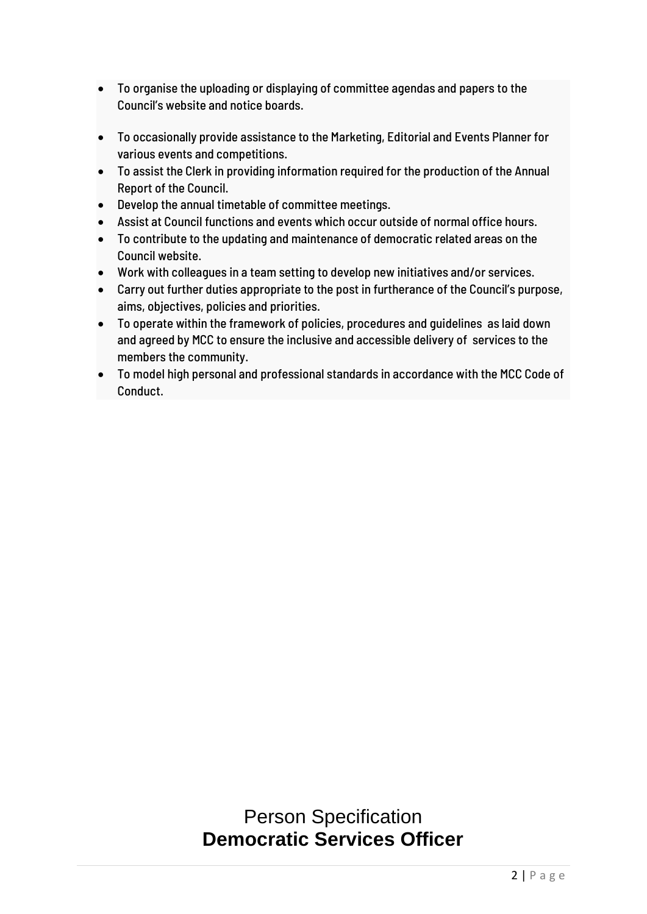- To organise the uploading or displaying of committee agendas and papers to the Council's website and notice boards.

- To occasionally provide assistance to the Marketing, Editorial and Events Planner for various events and competitions.
- To assist the Clerk in providing information required for the production of the Annual Report of the Council.
- Develop the annual timetable of committee meetings.
- Assist at Council functions and events which occur outside of normal office hours.
- To contribute to the updating and maintenance of democratic related areas on the Council website.
- Work with colleagues in a team setting to develop new initiatives and/or services.
- Carry out further duties appropriate to the post in furtherance of the Council's purpose, aims, objectives, policies and priorities.
- To operate within the framework of policies, procedures and guidelines as laid down and agreed by MCC to ensure the inclusive and accessible delivery of services to the members the community.
- To model high personal and professional standards in accordance with the MCC Code of Conduct.

# Person Specification
# **Democratic Services Officer**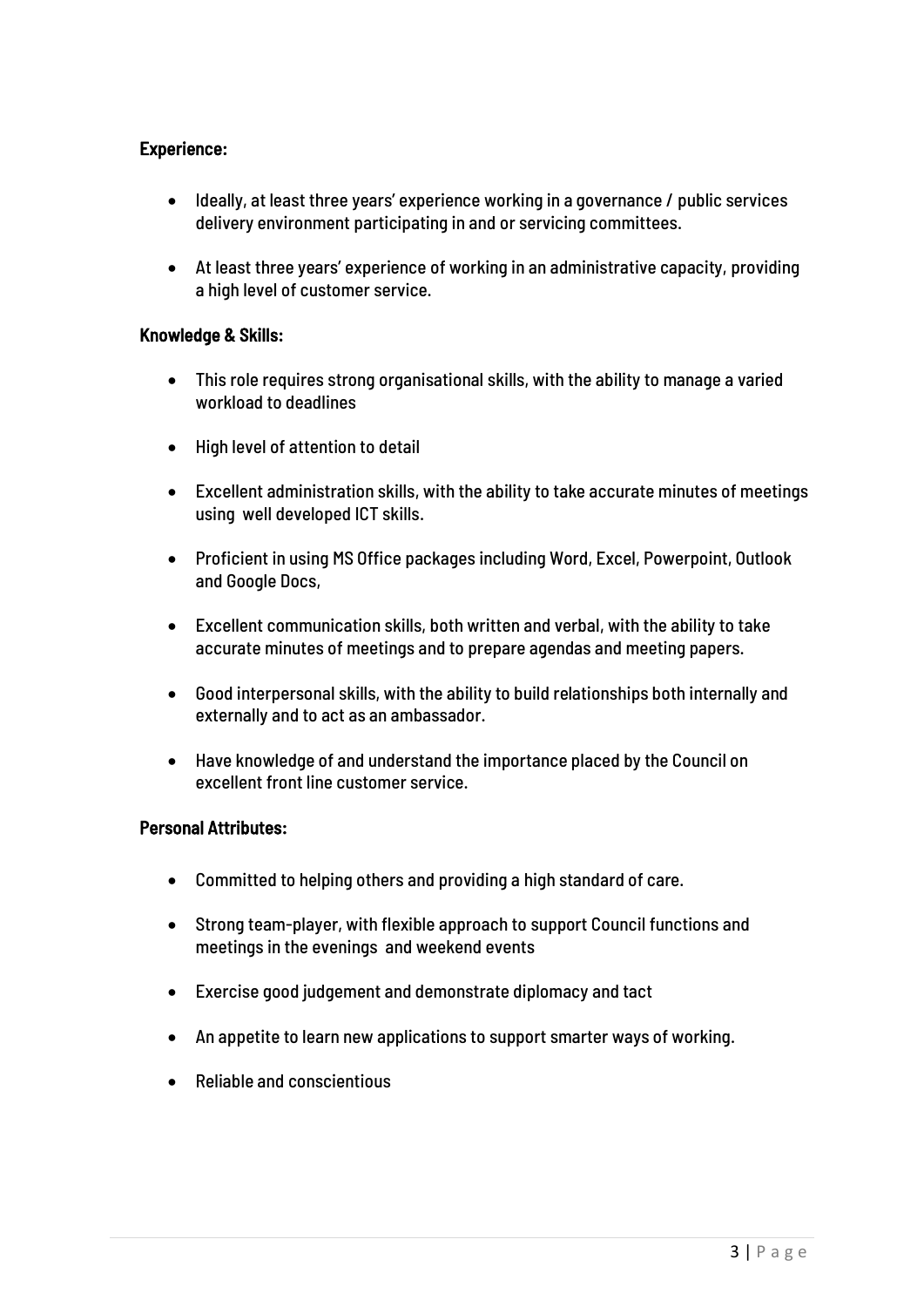### Experience:

- Ideally, at least three years' experience working in a governance / public services delivery environment participating in and or servicing committees.
- At least three years' experience of working in an administrative capacity, providing a high level of customer service.

### Knowledge & Skills:

- This role requires strong organisational skills, with the ability to manage a varied workload to deadlines
- High level of attention to detail
- Excellent administration skills, with the ability to take accurate minutes of meetings using well developed ICT skills.
- Proficient in using MS Office packages including Word, Excel, Powerpoint, Outlook and Google Docs,
- Excellent communication skills, both written and verbal, with the ability to take accurate minutes of meetings and to prepare agendas and meeting papers.
- Good interpersonal skills, with the ability to build relationships both internally and externally and to act as an ambassador.
- Have knowledge of and understand the importance placed by the Council on excellent front line customer service.

### Personal Attributes:

- Committed to helping others and providing a high standard of care.
- Strong team-player, with flexible approach to support Council functions and meetings in the evenings and weekend events
- Exercise good judgement and demonstrate diplomacy and tact
- An appetite to learn new applications to support smarter ways of working.
- Reliable and conscientious